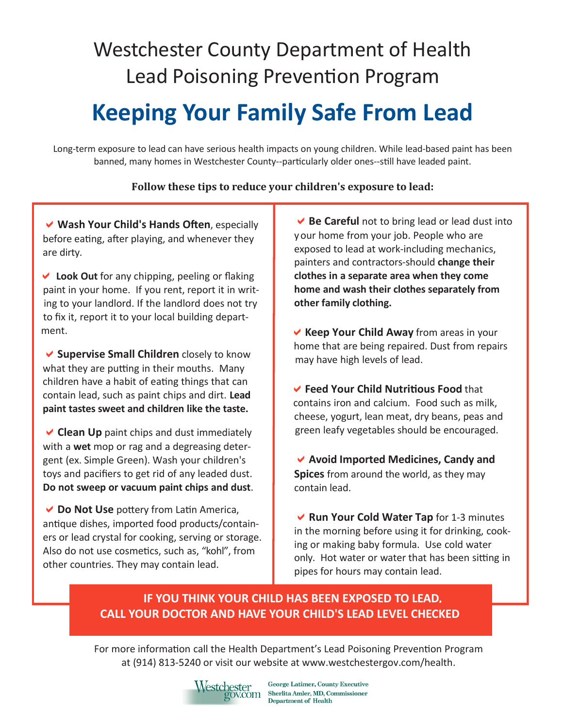# Westchester County Department of Health
# Lead Poisoning Prevention Program

## Keeping Your Family Safe From Lead

Long-term exposure to lead can have serious health impacts on young children. While lead-based paint has been banned, many homes in Westchester County--particularly older ones--still have leaded paint.

**Follow these tips to reduce your children's exposure to lead:**

- **Wash Your Child's Hands Often**, especially before eating, after playing, and whenever they are dirty.

- **Look Out** for any chipping, peeling or flaking paint in your home. If you rent, report it in writing to your landlord. If the landlord does not try to fix it, report it to your local building department.

- **Supervise Small Children** closely to know what they are putting in their mouths. Many children have a habit of eating things that can contain lead, such as paint chips and dirt. **Lead paint tastes sweet and children like the taste.**

- **Clean Up** paint chips and dust immediately with a **wet** mop or rag and a degreasing detergent (ex. Simple Green). Wash your children's toys and pacifiers to get rid of any leaded dust. **Do not sweep or vacuum paint chips and dust**.

- **Do Not Use** pottery from Latin America, antique dishes, imported food products/containers or lead crystal for cooking, serving or storage. Also do not use cosmetics, such as, “kohl”, from other countries. They may contain lead.

- **Be Careful** not to bring lead or lead dust into your home from your job. People who are exposed to lead at work-including mechanics, painters and contractors-should **change their clothes in a separate area when they come home and wash their clothes separately from other family clothing.**

- **Keep Your Child Away** from areas in your home that are being repaired. Dust from repairs may have high levels of lead.

- **Feed Your Child Nutritious Food** that contains iron and calcium. Food such as milk, cheese, yogurt, lean meat, dry beans, peas and green leafy vegetables should be encouraged.

- **Avoid Imported Medicines, Candy and Spices** from around the world, as they may contain lead.

- **Run Your Cold Water Tap** for 1-3 minutes in the morning before using it for drinking, cooking or making baby formula. Use cold water only. Hot water or water that has been sitting in pipes for hours may contain lead.

**IF YOU THINK YOUR CHILD HAS BEEN EXPOSED TO LEAD, CALL YOUR DOCTOR AND HAVE YOUR CHILD'S LEAD LEVEL CHECKED**

For more information call the Health Department’s Lead Poisoning Prevention Program at (914) 813-5240 or visit our website at www.westchestergov.com/health.

Westchestergov.com

George Latimer, County Executive
Sherlita Amler, MD, Commissioner
Department of Health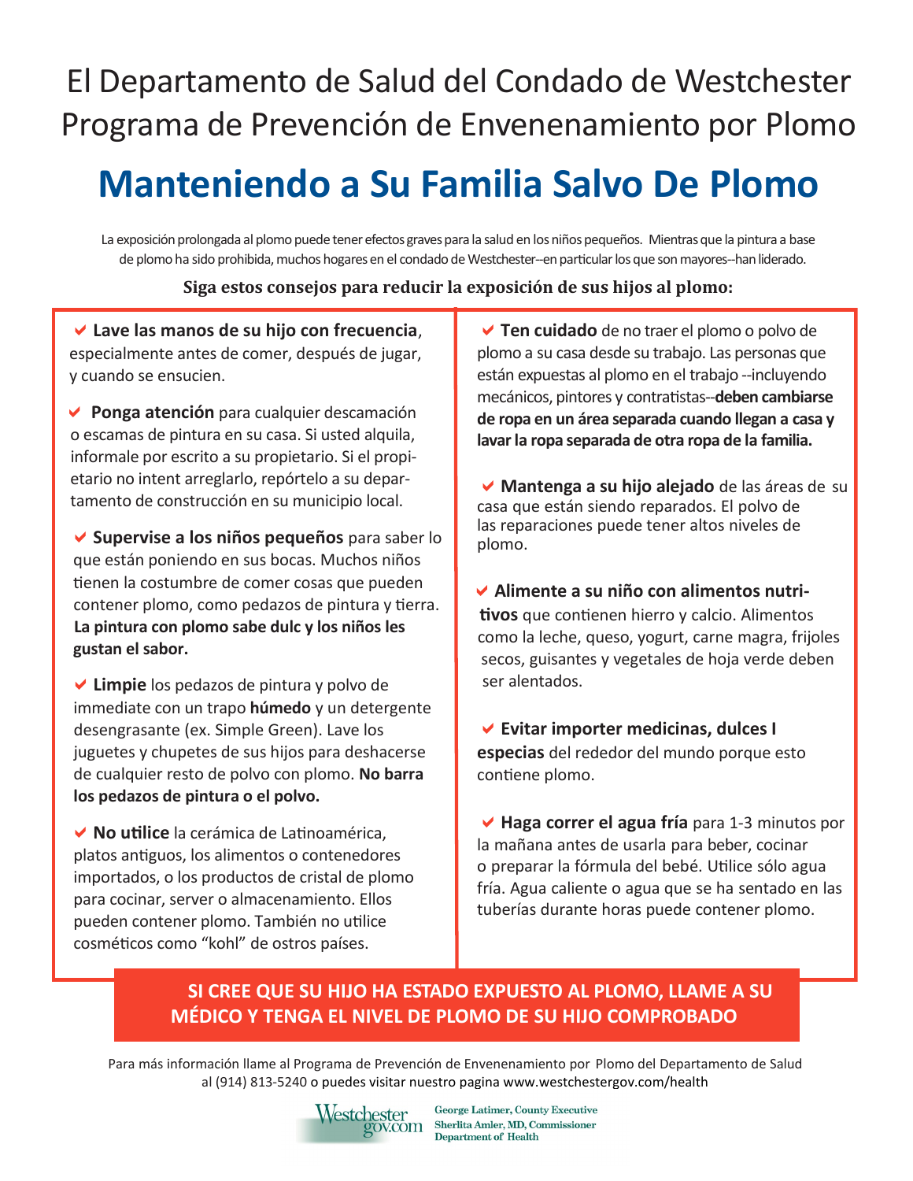# El Departamento de Salud del Condado de Westchester Programa de Prevención de Envenenamiento por Plomo

## Manteniendo a Su Familia Salvo De Plomo

La exposición prolongada al plomo puede tener efectos graves para la salud en los niños pequeños. Mientras que la pintura a base de plomo ha sido prohibida, muchos hogares en el condado de Westchester--en particular los que son mayores--han liderado.

**Siga estos consejos para reducir la exposición de sus hijos al plomo:**

✔ **Lave las manos de su hijo con frecuencia**, especialmente antes de comer, después de jugar, y cuando se ensucien.

✔ **Ponga atención** para cualquier descamación o escamas de pintura en su casa. Si usted alquila, informale por escrito a su propietario. Si el propietario no intent arreglarlo, repórtelo a su departamento de construcción en su municipio local.

✔ **Supervise a los niños pequeños** para saber lo que están poniendo en sus bocas. Muchos niños tienen la costumbre de comer cosas que pueden contener plomo, como pedazos de pintura y tierra. **La pintura con plomo sabe dulc y los niños les gustan el sabor.**

✔ **Limpie** los pedazos de pintura y polvo de immediate con un trapo **húmedo** y un detergente desengrasante (ex. Simple Green). Lave los juguetes y chupetes de sus hijos para deshacerse de cualquier resto de polvo con plomo. **No barra los pedazos de pintura o el polvo.**

✔ **No utilice** la cerámica de Latinoamérica, platos antiguos, los alimentos o contenedores importados, o los productos de cristal de plomo para cocinar, server o almacenamiento. Ellos pueden contener plomo. También no utilice cosméticos como "kohl" de ostros países.

✔ **Ten cuidado** de no traer el plomo o polvo de plomo a su casa desde su trabajo. Las personas que están expuestas al plomo en el trabajo --incluyendo mecánicos, pintores y contratistas--**deben cambiarse de ropa en un área separada cuando llegan a casa y lavar la ropa separada de otra ropa de la familia.**

✔ **Mantenga a su hijo alejado** de las áreas de su casa que están siendo reparados. El polvo de las reparaciones puede tener altos niveles de plomo.

✔ **Alimente a su niño con alimentos nutritivos** que contienen hierro y calcio. Alimentos como la leche, queso, yogurt, carne magra, frijoles secos, guisantes y vegetales de hoja verde deben ser alentados.

✔ **Evitar importer medicinas, dulces I especias** del rededor del mundo porque esto contiene plomo.

✔ **Haga correr el agua fría** para 1-3 minutos por la mañana antes de usarla para beber, cocinar o preparar la fórmula del bebé. Utilice sólo agua fría. Agua caliente o agua que se ha sentado en las tuberías durante horas puede contener plomo.

**SI CREE QUE SU HIJO HA ESTADO EXPUESTO AL PLOMO, LLAME A SU MÉDICO Y TENGA EL NIVEL DE PLOMO DE SU HIJO COMPROBADO**

Para más información llame al Programa de Prevención de Envenenamiento por Plomo del Departamento de Salud al (914) 813-5240 o puedes visitar nuestro pagina www.westchestergov.com/health

Westchester gov.com

George Latimer, County Executive
Sherlita Amler, MD, Commissioner
Department of Health